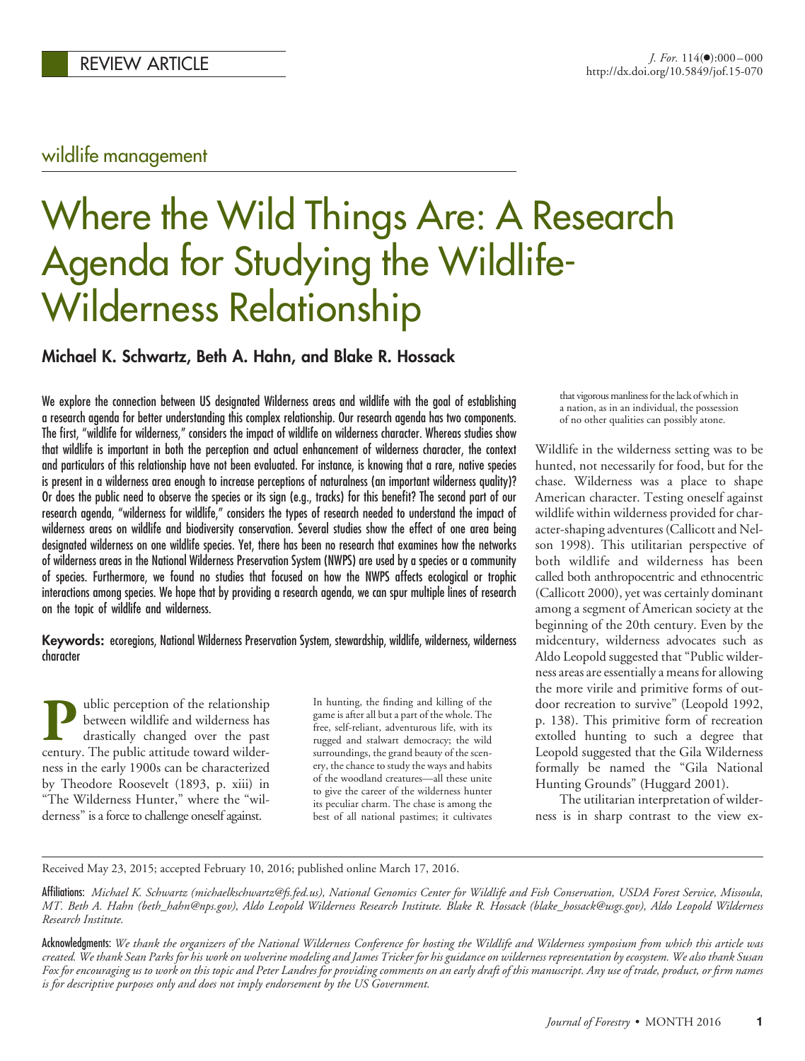REVIEW ARTICLE

wildlife management

# Where the Wild Things Are: A Research Agenda for Studying the Wildlife-Wilderness Relationship

**Michael K. Schwartz, Beth A. Hahn, and Blake R. Hossack**

We explore the connection between US designated Wilderness areas and wildlife with the goal of establishing a research agenda for better understanding this complex relationship. Our research agenda has two components. The first, "wildlife for wilderness," considers the impact of wildlife on wilderness character. Whereas studies show that wildlife is important in both the perception and actual enhancement of wilderness character, the context and particulars of this relationship have not been evaluated. For instance, is knowing that a rare, native species is present in a wilderness area enough to increase perceptions of naturalness (an important wilderness quality)? Or does the public need to observe the species or its sign (e.g., tracks) for this benefit? The second part of our research agenda, "wilderness for wildlife," considers the types of research needed to understand the impact of wilderness areas on wildlife and biodiversity conservation. Several studies show the effect of one area being designated wilderness on one wildlife species. Yet, there has been no research that examines how the networks of wilderness areas in the National Wilderness Preservation System (NWPS) are used by a species or a community of species. Furthermore, we found no studies that focused on how the NWPS affects ecological or trophic interactions among species. We hope that by providing a research agenda, we can spur multiple lines of research on the topic of wildlife and wilderness.

**Keywords:** ecoregions, National Wilderness Preservation System, stewardship, wildlife, wilderness, wilderness character

Public perception of the relationship between wildlife and wilderness has drastically changed over the past century. The public attitude toward wilderness in the early 1900s can be characterized by Theodore Roosevelt (1893, p. xiii) in "The Wilderness Hunter," where the "wilderness" is a force to challenge oneself against.

> In hunting, the finding and killing of the game is after all but a part of the whole. The free, self-reliant, adventurous life, with its rugged and stalwart democracy; the wild surroundings, the grand beauty of the scenery, the chance to study the ways and habits of the woodland creatures—all these unite to give the career of the wilderness hunter its peculiar charm. The chase is among the best of all national pastimes; it cultivates that vigorous manliness for the lack of which in a nation, as in an individual, the possession of no other qualities can possibly atone.

Wildlife in the wilderness setting was to be hunted, not necessarily for food, but for the chase. Wilderness was a place to shape American character. Testing oneself against wildlife within wilderness provided for character-shaping adventures (Callicott and Nelson 1998). This utilitarian perspective of both wildlife and wilderness has been called both anthropocentric and ethnocentric (Callicott 2000), yet was certainly dominant among a segment of American society at the beginning of the 20th century. Even by the midcentury, wilderness advocates such as Aldo Leopold suggested that "Public wilderness areas are essentially a means for allowing the more virile and primitive forms of outdoor recreation to survive" (Leopold 1992, p. 138). This primitive form of recreation extolled hunting to such a degree that Leopold suggested that the Gila Wilderness formally be named the "Gila National Hunting Grounds" (Huggard 2001).

The utilitarian interpretation of wilderness is in sharp contrast to the view ex-

Received May 23, 2015; accepted February 10, 2016; published online March 17, 2016.

Affiliations: *Michael K. Schwartz (michaelkschwartz@fs.fed.us), National Genomics Center for Wildlife and Fish Conservation, USDA Forest Service, Missoula, MT. Beth A. Hahn (beth_hahn@nps.gov), Aldo Leopold Wilderness Research Institute. Blake R. Hossack (blake_hossack@usgs.gov), Aldo Leopold Wilderness Research Institute.*

Acknowledgments: *We thank the organizers of the National Wilderness Conference for hosting the Wildlife and Wilderness symposium from which this article was created. We thank Sean Parks for his work on wolverine modeling and James Tricker for his guidance on wilderness representation by ecosystem. We also thank Susan Fox for encouraging us to this topic and Peter Landres for providing comments on an early draft of this manuscript. Any use of trade, product, or firm names is for descriptive purposes only and does not imply endorsement by the US Government.*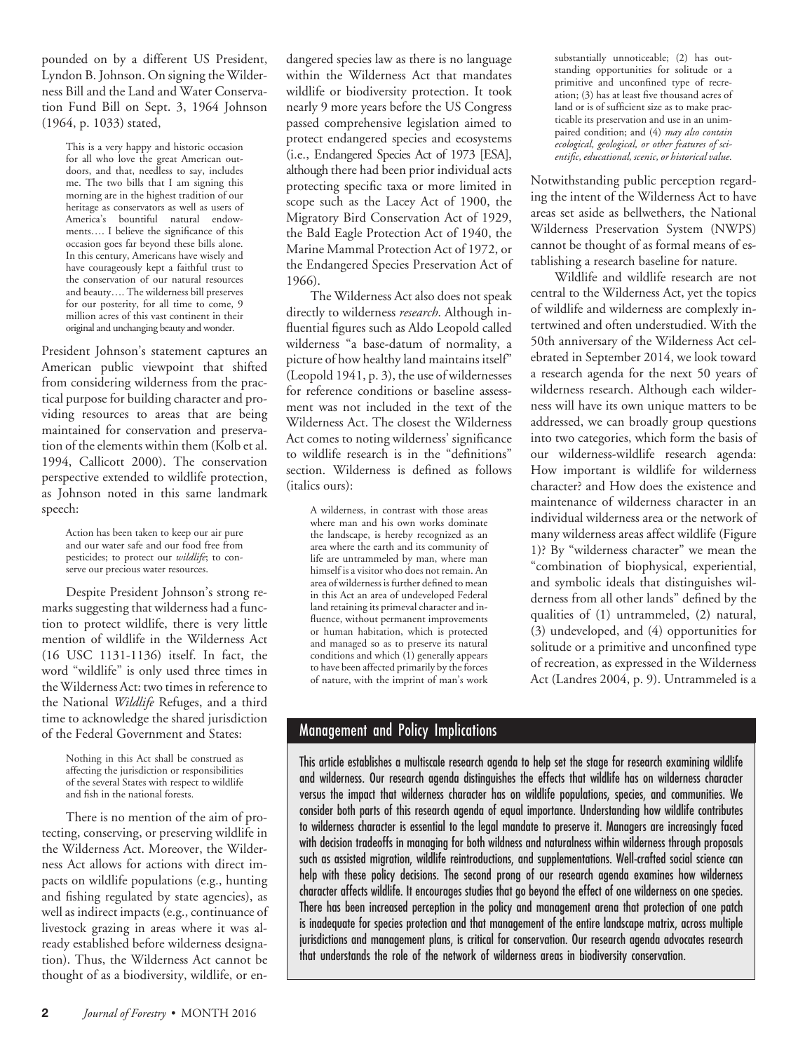pounded on by a different US President, Lyndon B. Johnson. On signing the Wilderness Bill and the Land and Water Conservation Fund Bill on Sept. 3, 1964 Johnson (1964, p. 1033) stated,

> This is a very happy and historic occasion for all who love the great American outdoors, and that, needless to say, includes me. The two bills that I am signing this morning are in the highest tradition of our heritage as conservators as well as users of America's bountiful natural endowments…. I believe the significance of this occasion goes far beyond these bills alone. In this century, Americans have wisely and have courageously kept a faithful trust to the conservation of our natural resources and beauty…. The wilderness bill preserves for our posterity, for all time to come, 9 million acres of this vast continent in their original and unchanging beauty and wonder.

President Johnson's statement captures an American public viewpoint that shifted from considering wilderness from the practical purpose for building character and providing resources to areas that are being maintained for conservation and preservation of the elements within them (Kolb et al. 1994, Callicott 2000). The conservation perspective extended to wildlife protection, as Johnson noted in this same landmark speech:

> Action has been taken to keep our air pure and our water safe and our food free from pesticides; to protect our *wildlife*; to conserve our precious water resources.

Despite President Johnson's strong remarks suggesting that wilderness had a function to protect wildlife, there is very little mention of wildlife in the Wilderness Act (16 USC 1131-1136) itself. In fact, the word "wildlife" is only used three times in the Wilderness Act: two times in reference to the National *Wildlife* Refuges, and a third time to acknowledge the shared jurisdiction of the Federal Government and States:

> Nothing in this Act shall be construed as affecting the jurisdiction or responsibilities of the several States with respect to wildlife and fish in the national forests.

There is no mention of the aim of protecting, conserving, or preserving wildlife in the Wilderness Act. Moreover, the Wilderness Act allows for actions with direct impacts on wildlife populations (e.g., hunting and fishing regulated by state agencies), as well as indirect impacts (e.g., continuance of livestock grazing in areas where it was already established before wilderness designation). Thus, the Wilderness Act cannot be thought of as a biodiversity, wildlife, or endangered species law as there is no language within the Wilderness Act that mandates wildlife or biodiversity protection. It took nearly 9 more years before the US Congress passed comprehensive legislation aimed to protect endangered species and ecosystems (i.e., Endangered Species Act of 1973 [ESA], although there had been prior individual acts protecting specific taxa or more limited in scope such as the Lacey Act of 1900, the Migratory Bird Conservation Act of 1929, the Bald Eagle Protection Act of 1940, the Marine Mammal Protection Act of 1972, or the Endangered Species Preservation Act of 1966).

The Wilderness Act also does not speak directly to wilderness *research*. Although influential figures such as Aldo Leopold called wilderness "a base-datum of normality, a picture of how healthy land maintains itself" (Leopold 1941, p. 3), the use of wildernesses for reference conditions or baseline assessment was not included in the text of the Wilderness Act. The closest the Wilderness Act comes to noting wilderness' significance to wildlife research is in the "definitions" section. Wilderness is defined as follows (italics ours):

> A wilderness, in contrast with those areas where man and his own works dominate the landscape, is hereby recognized as an area where the earth and its community of life are untrammeled by man, where man himself is a visitor who does not remain. An area of wilderness is further defined to mean in this Act an area of undeveloped Federal land retaining its primeval character and influence, without permanent improvements or human habitation, which is protected and managed so as to preserve its natural conditions and which (1) generally appears to have been affected primarily by the forces of nature, with the imprint of man's work substantially unnoticeable; (2) has outstanding opportunities for solitude or a primitive and unconfined type of recreation; (3) has at least five thousand acres of land or is of sufficient size as to make practicable its preservation and use in an unimpaired condition; and (4) *may also contain ecological, geological, or other features of scientific, educational, scenic, or historical value.*

Notwithstanding public perception regarding the intent of the Wilderness Act to have areas set aside as bellwethers, the National Wilderness Preservation System (NWPS) cannot be thought of as formal means of establishing a research baseline for nature.

Wildlife and wildlife research are not central to the Wilderness Act, yet the topics of wildlife and wilderness are complexly intertwined and often understudied. With the 50th anniversary of the Wilderness Act celebrated in September 2014, we look toward a research agenda for the next 50 years of wilderness research. Although each wilderness will have its own unique matters to be addressed, we can broadly group questions into two categories, which form the basis of our wilderness-wildlife research agenda: How important is wildlife for wilderness character? and How does the existence and maintenance of wilderness character in an individual wilderness area or the network of many wilderness areas affect wildlife (Figure 1)? By "wilderness character" we mean the "combination of biophysical, experiential, and symbolic ideals that distinguishes wilderness from all other lands" defined by the qualities of (1) untrammeled, (2) natural, (3) undeveloped, and (4) opportunities for solitude or a primitive and unconfined type of recreation, as expressed in the Wilderness Act (Landres 2004, p. 9). Untrammeled is a

## Management and Policy Implications

This article establishes a multiscale research agenda to help set the stage for research examining wildlife and wilderness. Our research agenda distinguishes the effects that wildlife has on wilderness character versus the impact that wilderness character has on wildlife populations, species, and communities. We consider both parts of this research agenda of equal importance. Understanding how wildlife contributes to wilderness character is essential to the legal mandate to preserve it. Managers are increasingly faced with decision tradeoffs in managing for both wildness and naturalness within wilderness through proposals such as assisted migration, wildlife reintroductions, and supplementations. Well-crafted social science can help with these policy decisions. The second prong of our research agenda examines how wilderness character affects wildlife. It encourages studies that go beyond the effect of one wilderness on one species. There has been increased perception in the policy and management arena that protection of one patch is inadequate for species protection and that management of the entire landscape matrix, across multiple jurisdictions and management plans, is critical for conservation. Our research agenda advocates research that understands the role of the network of wilderness areas in biodiversity conservation.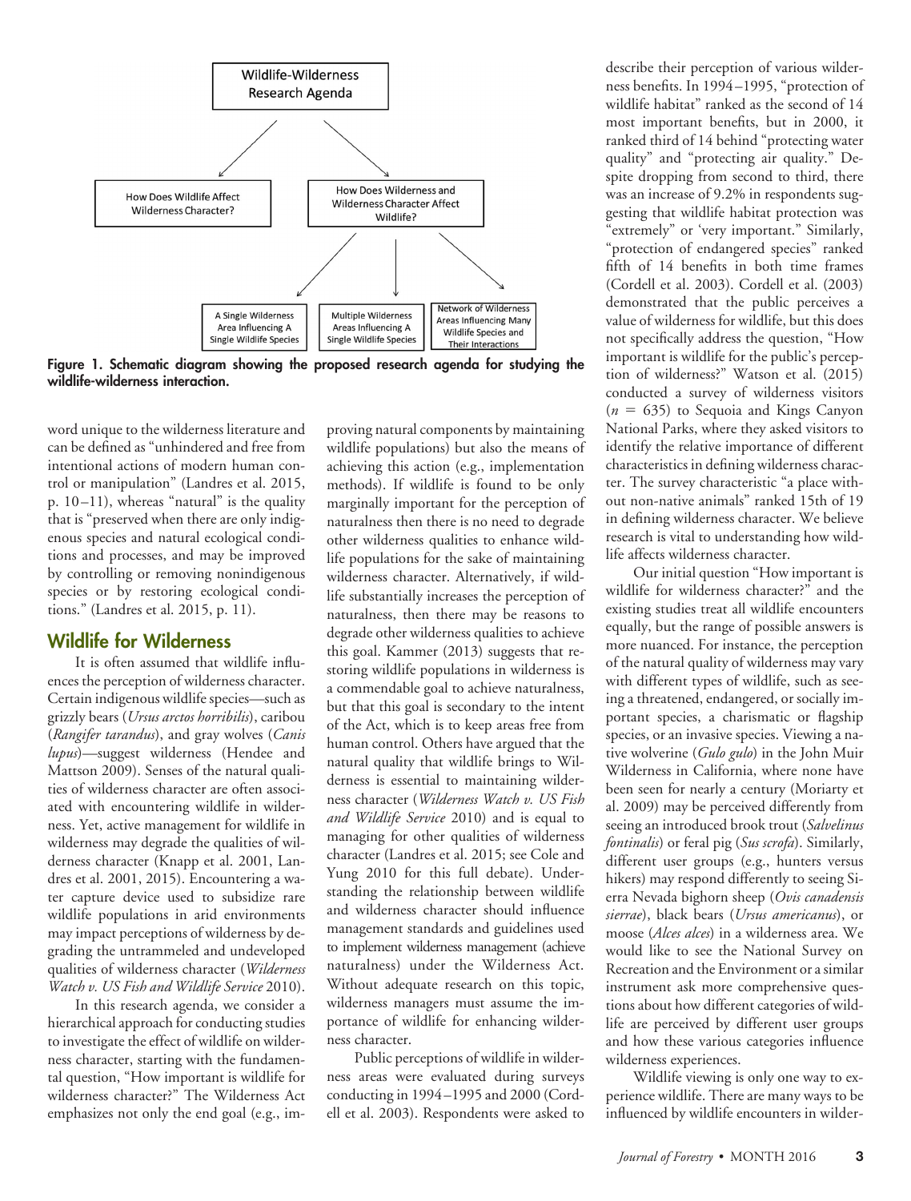Wildlife-Wilderness Research Agenda

How Does Wildlife Affect Wilderness Character?

How Does Wilderness and Wilderness Character Affect Wildlife?

A Single Wilderness Area Influencing A Single Wildlife Species

Multiple Wilderness Areas Influencing A Single Wildlife Species

Network of Wilderness Areas Influencing Many Wildlife Species and Their Interactions

**Figure 1. Schematic diagram showing the proposed research agenda for studying the wildlife-wilderness interaction.**

word unique to the wilderness literature and can be defined as "unhindered and free from intentional actions of modern human control or manipulation" (Landres et al. 2015, p. 10–11), whereas "natural" is the quality that is "preserved when there are only indigenous species and natural ecological conditions and processes, and may be improved by controlling or removing nonindigenous species or by restoring ecological conditions." (Landres et al. 2015, p. 11).

## Wildlife for Wilderness

It is often assumed that wildlife influences the perception of wilderness character. Certain indigenous wildlife species—such as grizzly bears (*Ursus arctos horribilis*), caribou (*Rangifer tarandus*), and gray wolves (*Canis lupus*)—suggest wilderness (Hendee and Mattson 2009). Senses of the natural qualities of wilderness character are often associated with encountering wildlife in wilderness. Yet, active management for wildlife in wilderness may degrade the qualities of wilderness character (Knapp et al. 2001, Landres et al. 2001, 2015). Encountering a water capture device used to subsidize rare wildlife populations in arid environments may impact perceptions of wilderness by degrading the untrammeled and undeveloped qualities of wilderness character (*Wilderness Watch v. US Fish and Wildlife Service* 2010).

In this research agenda, we consider a hierarchical approach for conducting studies to investigate the effect of wildlife on wilderness character, starting with the fundamental question, "How important is wildlife for wilderness character?" The Wilderness Act emphasizes not only the end goal (e.g., improving natural components by maintaining wildlife populations) but also the means of achieving this action (e.g., implementation methods). If wildlife is found to be only marginally important for the perception of naturalness then there is no need to degrade other wilderness qualities to enhance wildlife populations for the sake of maintaining wilderness character. Alternatively, if wildlife substantially increases the perception of naturalness, then there may be reasons to degrade other wilderness qualities to achieve this goal. Kammer (2013) suggests that restoring wildlife populations in wilderness is a commendable goal to achieve naturalness, but that this goal is secondary to the intent of the Act, which is to keep areas free from human control. Others have argued that the natural quality that wildlife brings to Wilderness is essential to maintaining wilderness character (*Wilderness Watch v. US Fish and Wildlife Service* 2010) and is equal to managing for other qualities of wilderness character (Landres et al. 2015; see Cole and Yung 2010 for this full debate). Understanding the relationship between wildlife and wilderness character should influence management standards and guidelines used to implement wilderness management (achieve naturalness) under the Wilderness Act. Without adequate research on this topic, wilderness managers must assume the importance of wildlife for enhancing wilderness character.

Public perceptions of wildlife in wilderness areas were evaluated during surveys conducting in 1994–1995 and 2000 (Cordell et al. 2003). Respondents were asked to describe their perception of various wilderness benefits. In 1994–1995, "protection of wildlife habitat" ranked as the second of 14 most important benefits, but in 2000, it ranked third of 14 behind "protecting water quality" and "protecting air quality." Despite dropping from second to third, there was an increase of 9.2% in respondents suggesting that wildlife habitat protection was "extremely" or 'very important." Similarly, "protection of endangered species" ranked fifth of 14 benefits in both time frames (Cordell et al. 2003). Cordell et al. (2003) demonstrated that the public perceives a value of wilderness for wildlife, but this does not specifically address the question, "How important is wildlife for the public's perception of wilderness?" Watson et al. (2015) conducted a survey of wilderness visitors ($n$ = 635) to Sequoia and Kings Canyon National Parks, where they asked visitors to identify the relative importance of different characteristics in defining wilderness character. The survey characteristic "a place without non-native animals" ranked 15th of 19 in defining wilderness character. We believe research is vital to understanding how wildlife affects wilderness character.

Our initial question "How important is wildlife for wilderness character?" and the existing studies treat all wildlife encounters equally, but the range of possible answers is more nuanced. For instance, the perception of the natural quality of wilderness may vary with different types of wildlife, such as seeing a threatened, endangered, or socially important species, a charismatic or flagship species, or an invasive species. Viewing a native wolverine (*Gulo gulo*) in the John Muir Wilderness in California, where none have been seen for nearly a century (Moriarty et al. 2009) may be perceived differently from seeing an introduced brook trout (*Salvelinus fontinalis*) or feral pig (*Sus scrofa*). Similarly, different user groups (e.g., hunters versus hikers) may respond differently to seeing Sierra Nevada bighorn sheep (*Ovis canadensis sierrae*), black bears (*Ursus americanus*), or moose (*Alces alces*) in a wilderness area. We would like to see the National Survey on Recreation and the Environment or a similar instrument ask more comprehensive questions about how different categories of wildlife are perceived by different user groups and how these various categories influence wilderness experiences.

Wildlife viewing is only one way to experience wildlife. There are many ways to be influenced by wildlife encounters in wilder-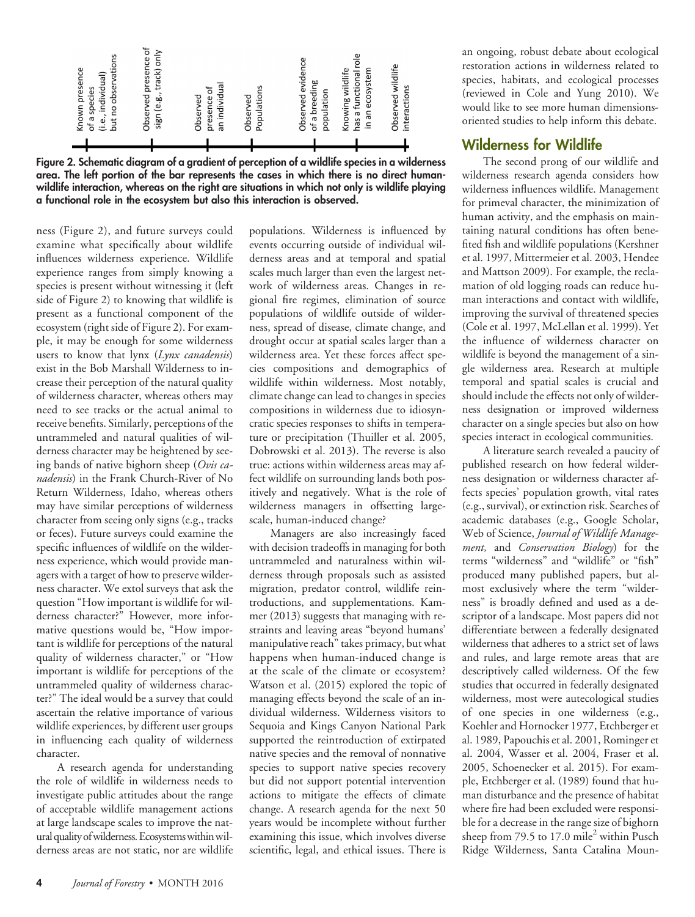Known presence of a species (i.e., individual) but no observations

Observed presence of sign (e.g., track) only

Observed presence of an individual

Observed Populations

Observed evidence of a breeding population

Knowing wildlife has a functional role in an ecosystem

Observed wildlife interactions

**Figure 2. Schematic diagram of a gradient of perception of a wildlife species in a wilderness area. The left portion of the bar represents the cases in which there is no direct human-wildlife interaction, whereas on the right are situations in which not only is wildlife playing a functional role in the ecosystem but also this interaction is observed.**

ness (Figure 2), and future surveys could examine what specifically about wildlife influences wilderness experience. Wildlife experience ranges from simply knowing a species is present without witnessing it (left side of Figure 2) to knowing that wildlife is present as a functional component of the ecosystem (right side of Figure 2). For example, it may be enough for some wilderness users to know that lynx (*Lynx canadensis*) exist in the Bob Marshall Wilderness to increase their perception of the natural quality of wilderness character, whereas others may need to see tracks or the actual animal to receive benefits. Similarly, perceptions of the untrammeled and natural qualities of wilderness character may be heightened by seeing bands of native bighorn sheep (*Ovis canadensis*) in the Frank Church-River of No Return Wilderness, Idaho, whereas others may have similar perceptions of wilderness character from seeing only signs (e.g., tracks or feces). Future surveys could examine the specific influences of wildlife on the wilderness experience, which would provide managers with a target of how to preserve wilderness character. We extol surveys that ask the question "How important is wildlife for wilderness character?" However, more informative questions would be, "How important is wildlife for perceptions of the natural quality of wilderness character," or "How important is wildlife for perceptions of the untrammeled quality of wilderness character?" The ideal would be a survey that could ascertain the relative importance of various wildlife experiences, by different user groups in influencing each quality of wilderness character.

A research agenda for understanding the role of wildlife in wilderness needs to investigate public attitudes about the range of acceptable wildlife management actions at large landscape scales to improve the natural quality of wilderness. Ecosystems within wilderness areas are not static, nor are wildlife populations. Wilderness is influenced by events occurring outside of individual wilderness areas and at temporal and spatial scales much larger than even the largest network of wilderness areas. Changes in regional fire regimes, elimination of source populations of wildlife outside of wilderness, spread of disease, climate change, and drought occur at spatial scales larger than a wilderness area. Yet these forces affect species compositions and demographics of wildlife within wilderness. Most notably, climate change can lead to changes in species compositions in wilderness due to idiosyncratic species responses to shifts in temperature or precipitation (Thuiller et al. 2005, Dobrowski et al. 2013). The reverse is also true: actions within wilderness areas may affect wildlife on surrounding lands both positively and negatively. What is the role of wilderness managers in offsetting large-scale, human-induced change?

Managers are also increasingly faced with decision tradeoffs in managing for both untrammeled and naturalness within wilderness through proposals such as assisted migration, predator control, wildlife reintroductions, and supplementations. Kammer (2013) suggests that managing with restraints and leaving areas "beyond humans' manipulative reach" takes primacy, but what happens when human-induced change is at the scale of the climate or ecosystem? Watson et al. (2015) explored the topic of managing effects beyond the scale of an individual wilderness. Wilderness visitors to Sequoia and Kings Canyon National Park supported the reintroduction of extirpated native species and the removal of nonnative species to support native species recovery but did not support potential intervention actions to mitigate the effects of climate change. A research agenda for the next 50 years would be incomplete without further examining this issue, which involves diverse scientific, legal, and ethical issues. There is an ongoing, robust debate about ecological restoration actions in wilderness related to species, habitats, and ecological processes (reviewed in Cole and Yung 2010). We would like to see more human dimensions-oriented studies to help inform this debate.

## Wilderness for Wildlife

The second prong of our wildlife and wilderness research agenda considers how wilderness influences wildlife. Management for primeval character, the minimization of human activity, and the emphasis on maintaining natural conditions has often benefited fish and wildlife populations (Kershner et al. 1997, Mittermeier et al. 2003, Hendee and Mattson 2009). For example, the reclamation of old logging roads can reduce human interactions and contact with wildlife, improving the survival of threatened species (Cole et al. 1997, McLellan et al. 1999). Yet the influence of wilderness character on wildlife is beyond the management of a single wilderness area. Research at multiple temporal and spatial scales is crucial and should include the effects not only of wilderness designation or improved wilderness character on a single species but also on how species interact in ecological communities.

A literature search revealed a paucity of published research on how federal wilderness designation or wilderness character affects species' population growth, vital rates (e.g., survival), or extinction risk. Searches of academic databases (e.g., Google Scholar, Web of Science, *Journal of Wildlife Management,* and *Conservation Biology*) for the terms "wilderness" and "wildlife" or "fish" produced many published papers, but almost exclusively where the term "wilderness" is broadly defined and used as a descriptor of a landscape. Most papers did not differentiate between a federally designated wilderness that adheres to a strict set of laws and rules, and large remote areas that are descriptively called wilderness. Of the few studies that occurred in federally designated wilderness, most were autecological studies of one species in one wilderness (e.g., Koehler and Hornocker 1977, Etchberger et al. 1989, Papouchis et al. 2001, Rominger et al. 2004, Wasser et al. 2004, Fraser et al. 2005, Schoenecker et al. 2015). For example, Etchberger et al. (1989) found that human disturbance and the presence of habitat where fire had been excluded were responsible for a decrease in the range size of bighorn sheep from 79.5 to 17.0 mile$^2$ within Pusch Ridge Wilderness, Santa Catalina Moun-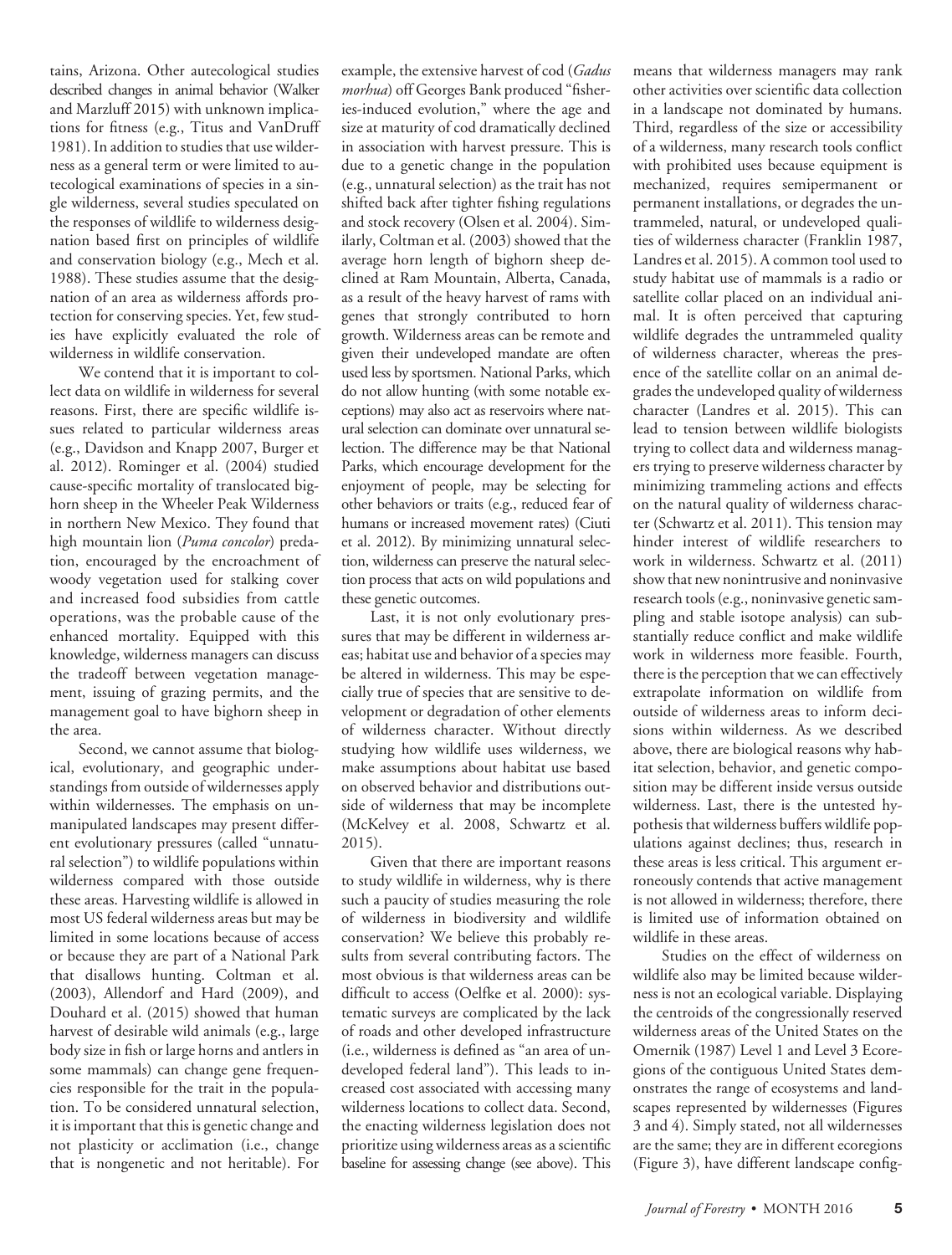tains, Arizona. Other autecological studies described changes in animal behavior (Walker and Marzluff 2015) with unknown implications for fitness (e.g., Titus and VanDruff 1981). In addition to studies that use wilderness as a general term or were limited to autecological examinations of species in a single wilderness, several studies speculated on the responses of wildlife to wilderness designation based first on principles of wildlife and conservation biology (e.g., Mech et al. 1988). These studies assume that the designation of an area as wilderness affords protection for conserving species. Yet, few studies have explicitly evaluated the role of wilderness in wildlife conservation.

We contend that it is important to collect data on wildlife in wilderness for several reasons. First, there are specific wildlife issues related to particular wilderness areas (e.g., Davidson and Knapp 2007, Burger et al. 2012). Rominger et al. (2004) studied cause-specific mortality of translocated bighorn sheep in the Wheeler Peak Wilderness in northern New Mexico. They found that high mountain lion (*Puma concolor*) predation, encouraged by the encroachment of woody vegetation used for stalking cover and increased food subsidies from cattle operations, was the probable cause of the enhanced mortality. Equipped with this knowledge, wilderness managers can discuss the tradeoff between vegetation management, issuing of grazing permits, and the management goal to have bighorn sheep in the area.

Second, we cannot assume that biological, evolutionary, and geographic understandings from outside of wildernesses apply within wildernesses. The emphasis on unmanipulated landscapes may present different evolutionary pressures (called "unnatural selection") to wildlife populations within wilderness compared with those outside these areas. Harvesting wildlife is allowed in most US federal wilderness areas but may be limited in some locations because of access or because they are part of a National Park that disallows hunting. Coltman et al. (2003), Allendorf and Hard (2009), and Douhard et al. (2015) showed that human harvest of desirable wild animals (e.g., large body size in fish or large horns and antlers in some mammals) can change gene frequencies responsible for the trait in the population. To be considered unnatural selection, it is important that this is genetic change and not plasticity or acclimation (i.e., change that is nongenetic and not heritable). For example, the extensive harvest of cod (*Gadus morhua*) off Georges Bank produced "fisheries-induced evolution," where the age and size at maturity of cod dramatically declined in association with harvest pressure. This is due to a genetic change in the population (e.g., unnatural selection) as the trait has not shifted back after tighter fishing regulations and stock recovery (Olsen et al. 2004). Similarly, Coltman et al. (2003) showed that the average horn length of bighorn sheep declined at Ram Mountain, Alberta, Canada, as a result of the heavy harvest of rams with genes that strongly contributed to horn growth. Wilderness areas can be remote and given their undeveloped mandate are often used less by sportsmen. National Parks, which do not allow hunting (with some notable exceptions) may also act as reservoirs where natural selection can dominate over unnatural selection. The difference may be that National Parks, which encourage development for the enjoyment of people, may be selecting for other behaviors or traits (e.g., reduced fear of humans or increased movement rates) (Ciuti et al. 2012). By minimizing unnatural selection, wilderness can preserve the natural selection process that acts on wild populations and these genetic outcomes.

Last, it is not only evolutionary pressures that may be different in wilderness areas; habitat use and behavior of a species may be altered in wilderness. This may be especially true of species that are sensitive to development or degradation of other elements of wilderness character. Without directly studying how wildlife uses wilderness, we make assumptions about habitat use based on observed behavior and distributions outside of wilderness that may be incomplete (McKelvey et al. 2008, Schwartz et al. 2015).

Given that there are important reasons to study wildlife in wilderness, why is there such a paucity of studies measuring the role of wilderness in biodiversity and wildlife conservation? We believe this probably results from several contributing factors. The most obvious is that wilderness areas can be difficult to access (Oelfke et al. 2000): systematic surveys are complicated by the lack of roads and other developed infrastructure (i.e., wilderness is defined as "an area of undeveloped federal land"). This leads to increased cost associated with accessing many wilderness locations to collect data. Second, the enacting wilderness legislation does not prioritize using wilderness areas as a scientific baseline for assessing change (see above). This means that wilderness managers may rank other activities over scientific data collection in a landscape not dominated by humans. Third, regardless of the size or accessibility of a wilderness, many research tools conflict with prohibited uses because equipment is mechanized, requires semipermanent or permanent installations, or degrades the untrammeled, natural, or undeveloped qualities of wilderness character (Franklin 1987, Landres et al. 2015). A common tool used to study habitat use of mammals is a radio or satellite collar placed on an individual animal. It is often perceived that capturing wildlife degrades the untrammeled quality of wilderness character, whereas the presence of the satellite collar on an animal degrades the undeveloped quality of wilderness character (Landres et al. 2015). This can lead to tension between wildlife biologists trying to collect data and wilderness managers trying to preserve wilderness character by minimizing trammeling actions and effects on the natural quality of wilderness character (Schwartz et al. 2011). This tension may hinder interest of wildlife researchers to work in wilderness. Schwartz et al. (2011) show that new nonintrusive and noninvasive research tools (e.g., noninvasive genetic sampling and stable isotope analysis) can substantially reduce conflict and make wildlife work in wilderness more feasible. Fourth, there is the perception that we can effectively extrapolate information on wildlife from outside of wilderness areas to inform decisions within wilderness. As we described above, there are biological reasons why habitat selection, behavior, and genetic composition may be different inside versus outside wilderness. Last, there is the untested hypothesis that wilderness buffers wildlife populations against declines; thus, research in these areas is less critical. This argument erroneously contends that active management is not allowed in wilderness; therefore, there is limited use of information obtained on wildlife in these areas.

Studies on the effect of wilderness on wildlife also may be limited because wilderness is not an ecological variable. Displaying the centroids of the congressionally reserved wilderness areas of the United States on the Omernik (1987) Level 1 and Level 3 Ecoregions of the contiguous United States demonstrates the range of ecosystems and landscapes represented by wildernesses (Figures 3 and 4). Simply stated, not all wildernesses are the same; they are in different ecoregions (Figure 3), have different landscape config-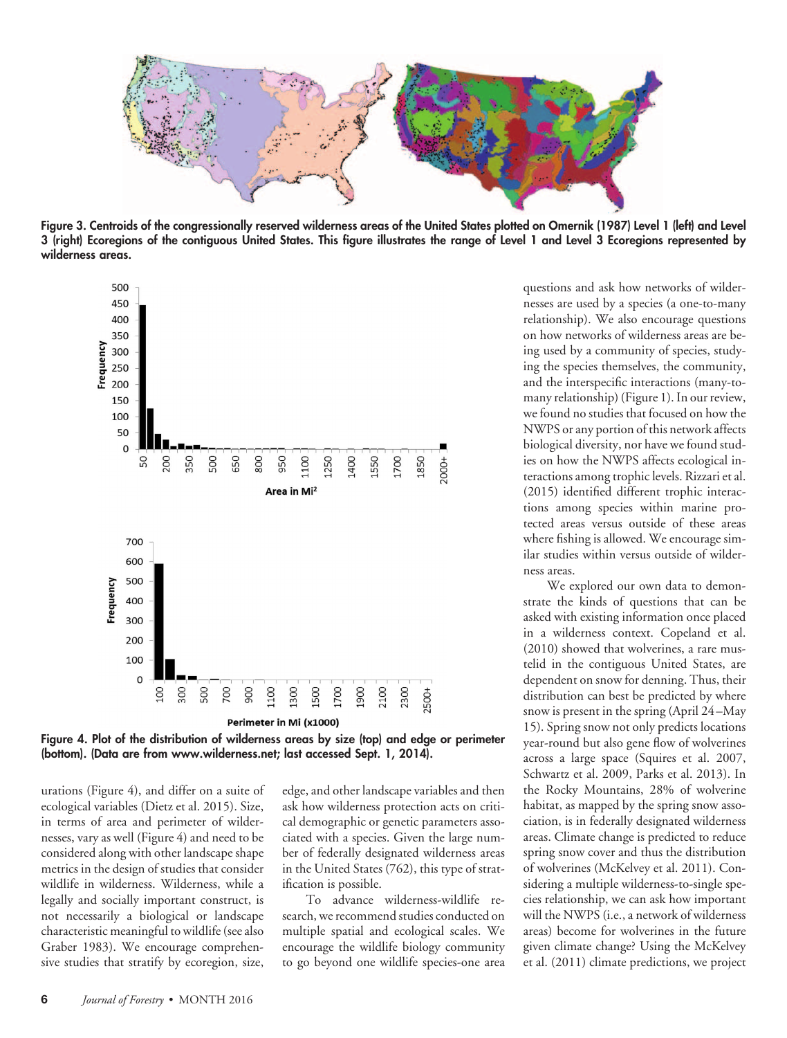**Figure 3. Centroids of the congressionally reserved wilderness areas of the United States plotted on Omernik (1987) Level 1 (left) and Level 3 (right) Ecoregions of the contiguous United States. This figure illustrates the range of Level 1 and Level 3 Ecoregions represented by wilderness areas.**

**Figure 4. Plot of the distribution of wilderness areas by size (top) and edge or perimeter (bottom). (Data are from www.wilderness.net; last accessed Sept. 1, 2014).**

urations (Figure 4), and differ on a suite of ecological variables (Dietz et al. 2015). Size, in terms of area and perimeter of wildernesses, vary as well (Figure 4) and need to be considered along with other landscape shape metrics in the design of studies that consider wildlife in wilderness. Wilderness, while a legally and socially important construct, is not necessarily a biological or landscape characteristic meaningful to wildlife (see also Graber 1983). We encourage comprehensive studies that stratify by ecoregion, size, edge, and other landscape variables and then ask how wilderness protection acts on critical demographic or genetic parameters associated with a species. Given the large number of federally designated wilderness areas in the United States (762), this type of stratification is possible.

To advance wilderness-wildlife research, we recommend studies conducted on multiple spatial and ecological scales. We encourage the wildlife biology community to go beyond one wildlife species-one area questions and ask how networks of wildernesses are used by a species (a one-to-many relationship). We also encourage questions on how networks of wilderness areas are being used by a community of species, studying the species themselves, the community, and the interspecific interactions (many-to-many relationship) (Figure 1). In our review, we found no studies that focused on how the NWPS or any portion of this network affects biological diversity, nor have we found studies on how the NWPS affects ecological interactions among trophic levels. Rizzari et al. (2015) identified different trophic interactions among species within marine protected areas versus outside of these areas where fishing is allowed. We encourage similar studies within versus outside of wilderness areas.

We explored our own data to demonstrate the kinds of questions that can be asked with existing information once placed in a wilderness context. Copeland et al. (2010) showed that wolverines, a rare mustelid in the contiguous United States, are dependent on snow for denning. Thus, their distribution can best be predicted by where snow is present in the spring (April 24–May 15). Spring snow not only predicts locations year-round but also gene flow of wolverines across a large space (Squires et al. 2007, Schwartz et al. 2009, Parks et al. 2013). In the Rocky Mountains, 28% of wolverine habitat, as mapped by the spring snow association, is in federally designated wilderness areas. Climate change is predicted to reduce spring snow cover and thus the distribution of wolverines (McKelvey et al. 2011). Considering a multiple wilderness-to-single species relationship, we can ask how important will the NWPS (i.e., a network of wilderness areas) become for wolverines in the future given climate change? Using the McKelvey et al. (2011) climate predictions, we project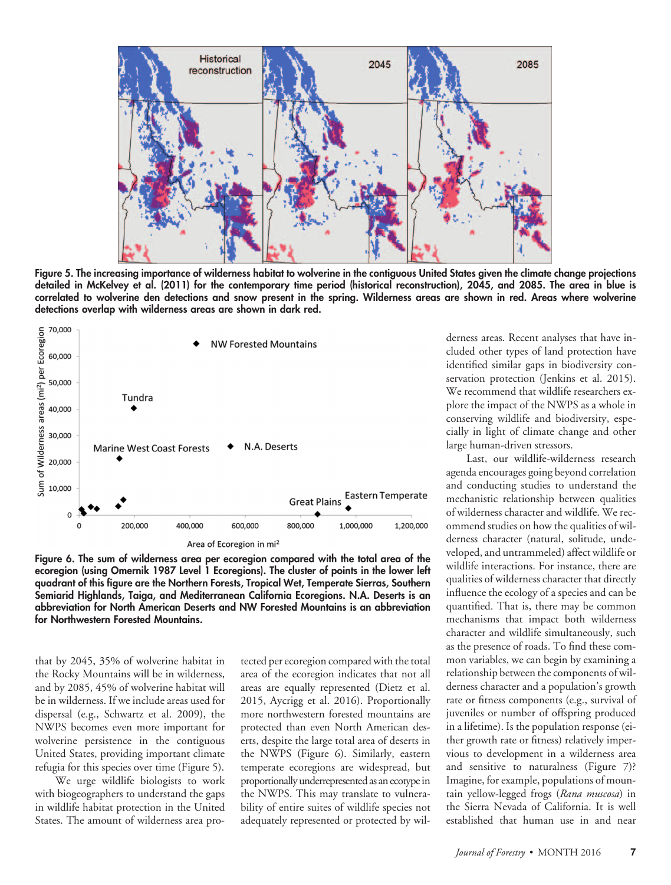Historical reconstruction

2045

2085

**Figure 5. The increasing importance of wilderness habitat to wolverine in the contiguous United States given the climate change projections detailed in McKelvey et al. (2011) for the contemporary time period (historical reconstruction), 2045, and 2085. The area in blue is correlated to wolverine den detections and snow present in the spring. Wilderness areas are shown in red. Areas where wolverine detections overlap with wilderness areas are shown in dark red.**

Sum of Wilderness areas (mi²) per Ecoregion

70,000
60,000
50,000
40,000
30,000
20,000
10,000
0

0
200,000
400,000
600,000
800,000
1,000,000
1,200,000

Area of Ecoregion in mi²

NW Forested Mountains
Tundra
Marine West Coast Forests
N.A. Deserts
Great Plains
Eastern Temperate

**Figure 6. The sum of wilderness area per ecoregion compared with the total area of the ecoregion (using Omernik 1987 Level 1 Ecoregions). The cluster of points in the lower left quadrant of this figure are the Northern Forests, Tropical Wet, Temperate Sierras, Southern Semiarid Highlands, Taiga, and Mediterranean California Ecoregions. N.A. Deserts is an abbreviation for North American Deserts and NW Forested Mountains is an abbreviation for Northwestern Forested Mountains.**

that by 2045, 35% of wolverine habitat in the Rocky Mountains will be in wilderness, and by 2085, 45% of wolverine habitat will be in wilderness. If we include areas used for dispersal (e.g., Schwartz et al. 2009), the NWPS becomes even more important for wolverine persistence in the contiguous United States, providing important climate refugia for this species over time (Figure 5).

We urge wildlife biologists to work with biogeographers to understand the gaps in wildlife habitat protection in the United States. The amount of wilderness area protected per ecoregion compared with the total area of the ecoregion indicates that not all areas are equally represented (Dietz et al. 2015, Aycrigg et al. 2016). Proportionally more northwestern forested mountains are protected than even North American deserts, despite the large total area of deserts in the NWPS (Figure 6). Similarly, eastern temperate ecoregions are widespread, but proportionally underrepresented as an ecotype in the NWPS. This may translate to vulnerability of entire suites of wildlife species not adequately represented or protected by wilderness areas. Recent analyses that have included other types of land protection have identified similar gaps in biodiversity conservation protection (Jenkins et al. 2015). We recommend that wildlife researchers explore the impact of the NWPS as a whole in conserving wildlife and biodiversity, especially in light of climate change and other large human-driven stressors.

Last, our wildlife-wilderness research agenda encourages going beyond correlation and conducting studies to understand the mechanistic relationship between qualities of wilderness character and wildlife. We recommend studies on how the qualities of wilderness character (natural, solitude, undeveloped, and untrammeled) affect wildlife or wildlife interactions. For instance, there are qualities of wilderness character that directly influence the ecology of a species and can be quantified. That is, there may be common mechanisms that impact both wilderness character and wildlife simultaneously, such as the presence of roads. To find these common variables, we can begin by examining a relationship between the components of wilderness character and a population's growth rate or fitness components (e.g., survival of juveniles or number of offspring produced in a lifetime). Is the population response (either growth rate or fitness) relatively impervious to development in a wilderness area and sensitive to naturalness (Figure 7)? Imagine, for example, populations of mountain yellow-legged frogs (*Rana muscosa*) in the Sierra Nevada of California. It is well established that human use in and near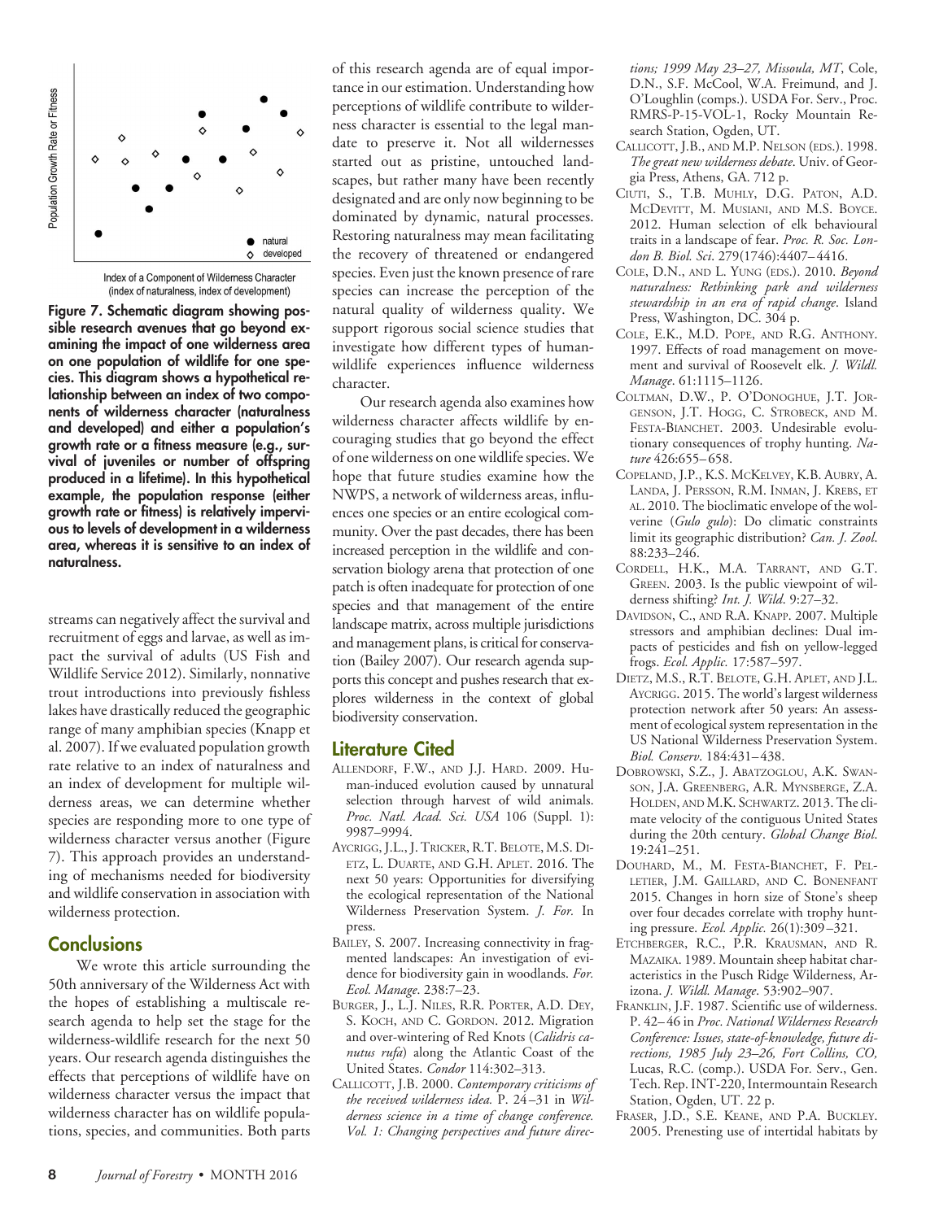Figure 7. Schematic diagram showing possible research avenues that go beyond examining the impact of one wilderness area on one population of wildlife for one species. This diagram shows a hypothetical relationship between an index of two components of wilderness character (naturalness and developed) and either a population's growth rate or a fitness measure (e.g., survival of juveniles or number of offspring produced in a lifetime). In this hypothetical example, the population response (either growth rate or fitness) is relatively impervious to levels of development in a wilderness area, whereas it is sensitive to an index of naturalness.

streams can negatively affect the survival and recruitment of eggs and larvae, as well as impact the survival of adults (US Fish and Wildlife Service 2012). Similarly, nonnative trout introductions into previously fishless lakes have drastically reduced the geographic range of many amphibian species (Knapp et al. 2007). If we evaluated population growth rate relative to an index of naturalness and an index of development for multiple wilderness areas, we can determine whether species are responding more to one type of wilderness character versus another (Figure 7). This approach provides an understanding of mechanisms needed for biodiversity and wildlife conservation in association with wilderness protection.

## Conclusions

We wrote this article surrounding the 50th anniversary of the Wilderness Act with the hopes of establishing a multiscale research agenda to help set the stage for the wilderness-wildlife research for the next 50 years. Our research agenda distinguishes the effects that perceptions of wildlife have on wilderness character versus the impact that wilderness character has on wildlife populations, species, and communities. Both parts of this research agenda are of equal importance in our estimation. Understanding how perceptions of wildlife contribute to wilderness character is essential to the legal mandate to preserve it. Not all wildernesses started out as pristine, untouched landscapes, but rather many have been recently designated and are only now beginning to be dominated by dynamic, natural processes. Restoring naturalness may mean facilitating the recovery of threatened or endangered species. Even just the known presence of rare species can increase the perception of the natural quality of wilderness quality. We support rigorous social science studies that investigate how different types of human-wildlife experiences influence wilderness character.

Our research agenda also examines how wilderness character affects wildlife by encouraging studies that go beyond the effect of one wilderness on one wildlife species. We hope that future studies examine how the NWPS, a network of wilderness areas, influences one species or an entire ecological community. Over the past decades, there has been increased perception in the wildlife and conservation biology arena that protection of one patch is often inadequate for protection of one species and that management of the entire landscape matrix, across multiple jurisdictions and management plans, is critical for conservation (Bailey 2007). Our research agenda supports this concept and pushes research that explores wilderness in the context of global biodiversity conservation.

## Literature Cited

Allendorf, F.W., and J.J. Hard. 2009. Human-induced evolution caused by unnatural selection through harvest of wild animals. *Proc. Natl. Acad. Sci. USA* 106 (Suppl. 1): 9987–9994.

Aycrigg, J.L., J. Tricker, R.T. Belote, M.S. Dietz, L. Duarte, and G.H. Aplet. 2016. The next 50 years: Opportunities for diversifying the ecological representation of the National Wilderness Preservation System. *J. For.* In press.

Bailey, S. 2007. Increasing connectivity in fragmented landscapes: An investigation of evidence for biodiversity gain in woodlands. *For. Ecol. Manage.* 238:7–23.

Burger, J., L.J. Niles, R.R. Porter, A.D. Dey, S. Koch, and C. Gordon. 2012. Migration and over-wintering of Red Knots (*Calidris canutus rufa*) along the Atlantic Coast of the United States. *Condor* 114:302–313.

Callicott, J.B. 2000. *Contemporary criticisms of the received wilderness idea.* P. 24–31 in *Wilderness science in a time of change conference. Vol. 1: Changing perspectives and future directions; 1999 May 23–27, Missoula, MT*, Cole, D.N., S.F. McCool, W.A. Freimund, and J. O'Loughlin (comps.). USDA For. Serv., Proc. RMRS-P-15-VOL-1, Rocky Mountain Research Station, Ogden, UT.

Callicott, J.B., and M.P. Nelson (eds.). 1998. *The great new wilderness debate*. Univ. of Georgia Press, Athens, GA. 712 p.

Ciuti, S., T.B. Muhly, D.G. Paton, A.D. McDevitt, M. Musiani, and M.S. Boyce. 2012. Human selection of elk behavioural traits in a landscape of fear. *Proc. R. Soc. London B. Biol. Sci*. 279(1746):4407–4416.

Cole, D.N., and L. Yung (eds.). 2010. *Beyond naturalness: Rethinking park and wilderness stewardship in an era of rapid change*. Island Press, Washington, DC. 304 p.

Cole, E.K., M.D. Pope, and R.G. Anthony. 1997. Effects of road management on movement and survival of Roosevelt elk. *J. Wildl. Manage*. 61:1115–1126.

Coltman, D.W., P. O'Donoghue, J.T. Jorgenson, J.T. Hogg, C. Strobeck, and M. Festa-Bianchet. 2003. Undesirable evolutionary consequences of trophy hunting. *Nature* 426:655–658.

Copeland, J.P., K.S. McKelvey, K.B. Aubry, A. Landa, J. Persson, R.M. Inman, J. Krebs, et al. 2010. The bioclimatic envelope of the wolverine (*Gulo gulo*): Do climatic constraints limit its geographic distribution? *Can. J. Zool*. 88:233–246.

Cordell, H.K., M.A. Tarrant, and G.T. Green. 2003. Is the public viewpoint of wilderness shifting? *Int. J. Wild*. 9:27–32.

Davidson, C., and R.A. Knapp. 2007. Multiple stressors and amphibian declines: Dual impacts of pesticides and fish on yellow-legged frogs. *Ecol. Applic.* 17:587–597.

Dietz, M.S., R.T. Belote, G.H. Aplet, and J.L. Aycrigg. 2015. The world's largest wilderness protection network after 50 years: An assessment of ecological system representation in the US National Wilderness Preservation System. *Biol. Conserv*. 184:431–438.

Dobrowski, S.Z., J. Abatzoglou, A.K. Swanson, J.A. Greenberg, A.R. Mynsberge, Z.A. Holden, and M.K. Schwartz. 2013. The climate velocity of the contiguous United States during the 20th century. *Global Change Biol*. 19:241–251.

Douhard, M., M. Festa-Bianchet, F. Pelletier, J.M. Gaillard, and C. Bonenfant 2015. Changes in horn size of Stone's sheep over four decades correlate with trophy hunting pressure. *Ecol. Applic.* 26(1):309–321.

Etchberger, R.C., P.R. Krausman, and R. Mazaika. 1989. Mountain sheep habitat characteristics in the Pusch Ridge Wilderness, Arizona. *J. Wildl. Manage*. 53:902–907.

Franklin, J.F. 1987. Scientific use of wilderness. P. 42–46 in *Proc. National Wilderness Research Conference: Issues, state-of-knowledge, future directions, 1985 July 23–26, Fort Collins, CO,* Lucas, R.C. (comp.). USDA For. Serv., Gen. Tech. Rep. INT-220, Intermountain Research Station, Ogden, UT. 22 p.

Fraser, J.D., S.E. Keane, and P.A. Buckley. 2005. Prenesting use of intertidal habitats by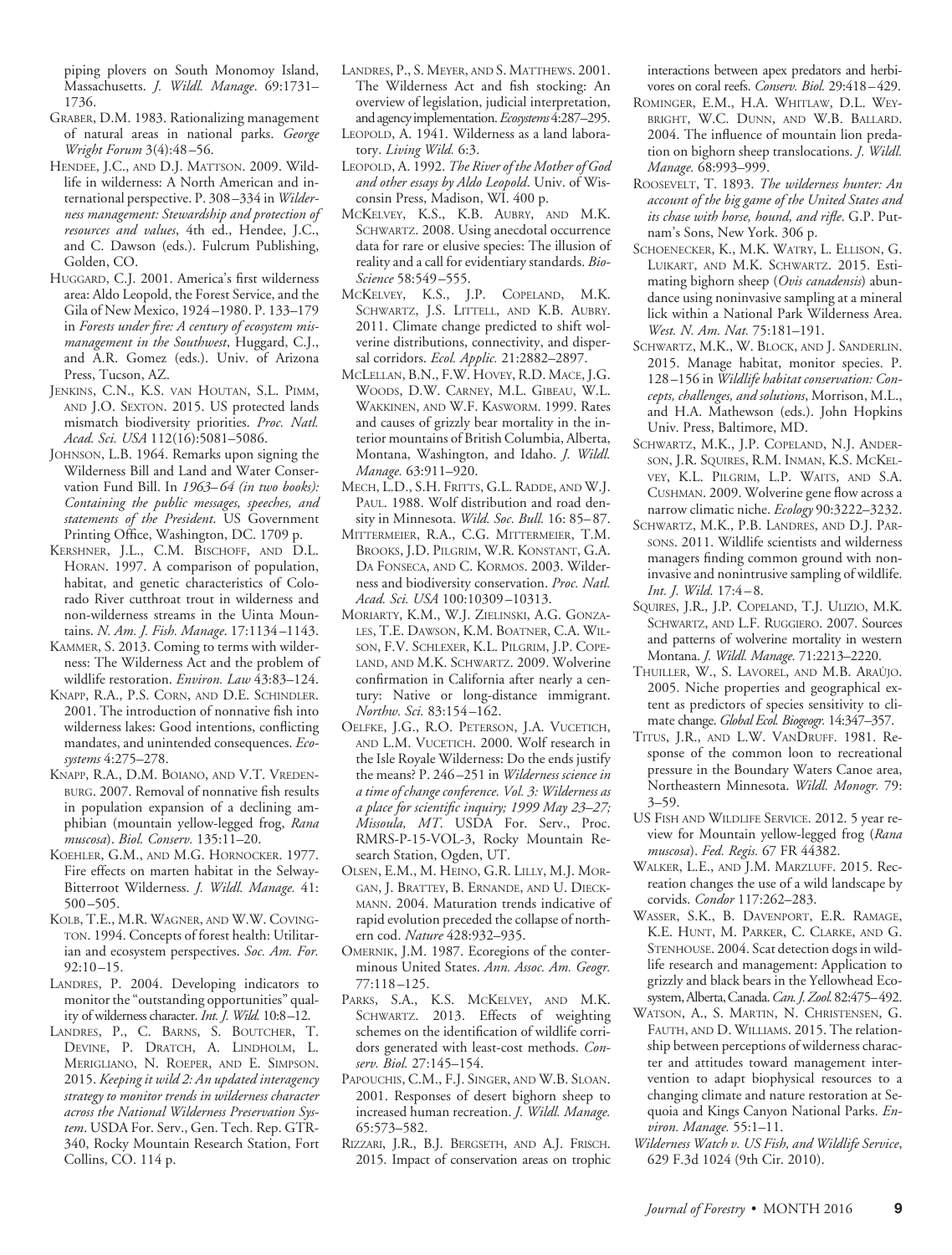piping plovers on South Monomoy Island, Massachusetts. *J. Wildl. Manage*. 69:1731–1736.

GRABER, D.M. 1983. Rationalizing management of natural areas in national parks. *George Wright Forum* 3(4):48–56.

HENDEE, J.C., AND D.J. MATTSON. 2009. Wildlife in wilderness: A North American and international perspective. P. 308–334 in *Wilderness management: Stewardship and protection of resources and values*, 4th ed., Hendee, J.C., and C. Dawson (eds.). Fulcrum Publishing, Golden, CO.

HUGGARD, C.J. 2001. America's first wilderness area: Aldo Leopold, the Forest Service, and the Gila of New Mexico, 1924–1980. P. 133–179 in *Forests under fire: A century of ecosystem mismanagement in the Southwest*, Huggard, C.J., and A.R. Gomez (eds.). Univ. of Arizona Press, Tucson, AZ.

JENKINS, C.N., K.S. VAN HOUTAN, S.L. PIMM, AND J.O. SEXTON. 2015. US protected lands mismatch biodiversity priorities. *Proc. Natl. Acad. Sci. USA* 112(16):5081–5086.

JOHNSON, L.B. 1964. Remarks upon signing the Wilderness Bill and Land and Water Conservation Fund Bill. In *1963–64 (in two books): Containing the public messages, speeches, and statements of the President*. US Government Printing Office, Washington, DC. 1709 p.

KERSHNER, J.L., C.M. BISCHOFF, AND D.L. HORAN. 1997. A comparison of population, habitat, and genetic characteristics of Colorado River cutthroat trout in wilderness and non-wilderness streams in the Uinta Mountains. *N. Am. J. Fish. Manage*. 17:1134–1143.

KAMMER, S. 2013. Coming to terms with wilderness: The Wilderness Act and the problem of wildlife restoration. *Environ. Law* 43:83–124.

KNAPP, R.A., P.S. CORN, AND D.E. SCHINDLER. 2001. The introduction of nonnative fish into wilderness lakes: Good intentions, conflicting mandates, and unintended consequences. *Ecosystems* 4:275–278.

KNAPP, R.A., D.M. BOIANO, AND V.T. VREDENBURG. 2007. Removal of nonnative fish results in population expansion of a declining amphibian (mountain yellow-legged frog, *Rana muscosa*). *Biol. Conserv.* 135:11–20.

KOEHLER, G.M., AND M.G. HORNOCKER. 1977. Fire effects on marten habitat in the Selway-Bitterroot Wilderness. *J. Wildl. Manage.* 41: 500–505.

KOLB, T.E., M.R. WAGNER, AND W.W. COVINGTON. 1994. Concepts of forest health: Utilitarian and ecosystem perspectives. *Soc. Am. For.* 92:10–15.

LANDRES, P. 2004. Developing indicators to monitor the "outstanding opportunities" quality of wilderness character. *Int. J. Wild.* 10:8–12.

LANDRES, P., C. BARNS, S. BOUTCHER, T. DEVINE, P. DRATCH, A. LINDHOLM, L. MERIGLIANO, N. ROEPER, AND E. SIMPSON. 2015. *Keeping it wild 2: An updated interagency strategy to monitor trends in wilderness character across the National Wilderness Preservation System*. USDA For. Serv., Gen. Tech. Rep. GTR-340, Rocky Mountain Research Station, Fort Collins, CO. 114 p.

LANDRES, P., S. MEYER, AND S. MATTHEWS. 2001. The Wilderness Act and fish stocking: An overview of legislation, judicial interpretation, and agency implementation. *Ecosystems* 4:287–295.

LEOPOLD, A. 1941. Wilderness as a land laboratory. *Living Wild.* 6:3.

LEOPOLD, A. 1992. *The River of the Mother of God and other essays by Aldo Leopold*. Univ. of Wisconsin Press, Madison, WI. 400 p.

MCKELVEY, K.S., K.B. AUBRY, AND M.K. SCHWARTZ. 2008. Using anecdotal occurrence data for rare or elusive species: The illusion of reality and a call for evidentiary standards. *BioScience* 58:549–555.

MCKELVEY, K.S., J.P. COPELAND, M.K. SCHWARTZ, J.S. LITTELL, AND K.B. AUBRY. 2011. Climate change predicted to shift wolverine distributions, connectivity, and dispersal corridors. *Ecol. Applic.* 21:2882–2897.

MCLELLAN, B.N., F.W. HOVEY, R.D. MACE, J.G. WOODS, D.W. CARNEY, M.L. GIBEAU, W.L. WAKKINEN, AND W.F. KASWORM. 1999. Rates and causes of grizzly bear mortality in the interior mountains of British Columbia, Alberta, Montana, Washington, and Idaho. *J. Wildl. Manage.* 63:911–920.

MECH, L.D., S.H. FRITTS, G.L. RADDE, AND W.J. PAUL. 1988. Wolf distribution and road density in Minnesota. *Wild. Soc. Bull.* 16: 85–87.

MITTERMEIER, R.A., C.G. MITTERMEIER, T.M. BROOKS, J.D. PILGRIM, W.R. KONSTANT, G.A. DA FONSECA, AND C. KORMOS. 2003. Wilderness and biodiversity conservation. *Proc. Natl. Acad. Sci. USA* 100:10309–10313.

MORIARTY, K.M., W.J. ZIELINSKI, A.G. GONZALES, T.E. DAWSON, K.M. BOATNER, C.A. WILSON, F.V. SCHLEXER, K.L. PILGRIM, J.P. COPELAND, AND M.K. SCHWARTZ. 2009. Wolverine confirmation in California after nearly a century: Native or long-distance immigrant. *Northw. Sci.* 83:154–162.

OELFKE, J.G., R.O. PETERSON, J.A. VUCETICH, AND L.M. VUCETICH. 2000. Wolf research in the Isle Royale Wilderness: Do the ends justify the means? P. 246–251 in *Wilderness science in a time of change conference. Vol. 3: Wilderness as a place for scientific inquiry; 1999 May 23–27; Missoula, MT*. USDA For. Serv., Proc. RMRS-P-15-VOL-3, Rocky Mountain Research Station, Ogden, UT.

OLSEN, E.M., M. HEINO, G.R. LILLY, M.J. MORGAN, J. BRATTEY, B. ERNANDE, AND U. DIECKMANN. 2004. Maturation trends indicative of rapid evolution preceded the collapse of northern cod. *Nature* 428:932–935.

OMERNIK, J.M. 1987. Ecoregions of the conterminous United States. *Ann. Assoc. Am. Geogr.* 77:118–125.

PARKS, S.A., K.S. MCKELVEY, AND M.K. SCHWARTZ. 2013. Effects of weighting schemes on the identification of wildlife corridors generated with least-cost methods. *Conserv. Biol.* 27:145–154.

PAPOUCHIS, C.M., F.J. SINGER, AND W.B. SLOAN. 2001. Responses of desert bighorn sheep to increased human recreation. *J. Wildl. Manage.* 65:573–582.

RIZZARI, J.R., B.J. BERGSETH, AND A.J. FRISCH. 2015. Impact of conservation areas on trophic interactions between apex predators and herbivores on coral reefs. *Conserv. Biol.* 29:418–429.

ROMINGER, E.M., H.A. WHITLAW, D.L. WEYBRIGHT, W.C. DUNN, AND W.B. BALLARD. 2004. The influence of mountain lion predation on bighorn sheep translocations. *J. Wildl. Manage.* 68:993–999.

ROOSEVELT, T. 1893. *The wilderness hunter: An account of the big game of the United States and its chase with horse, hound, and rifle*. G.P. Putnam's Sons, New York. 306 p.

SCHOENECKER, K., M.K. WATRY, L. ELLISON, G. LUIKART, AND M.K. SCHWARTZ. 2015. Estimating bighorn sheep (*Ovis canadensis*) abundance using noninvasive sampling at a mineral lick within a National Park Wilderness Area. *West. N. Am. Nat.* 75:181–191.

SCHWARTZ, M.K., W. BLOCK, AND J. SANDERLIN. 2015. Manage habitat, monitor species. P. 128–156 in *Wildlife habitat conservation: Concepts, challenges, and solutions*, Morrison, M.L., and H.A. Mathewson (eds.). John Hopkins Univ. Press, Baltimore, MD.

SCHWARTZ, M.K., J.P. COPELAND, N.J. ANDERSON, J.R. SQUIRES, R.M. INMAN, K.S. MCKELVEY, K.L. PILGRIM, L.P. WAITS, AND S.A. CUSHMAN. 2009. Wolverine gene flow across a narrow climatic niche. *Ecology* 90:3222–3232.

SCHWARTZ, M.K., P.B. LANDRES, AND D.J. PARSONS. 2011. Wildlife scientists and wilderness managers finding common ground with noninvasive and nonintrusive sampling of wildlife. *Int. J. Wild.* 17:4–8.

SQUIRES, J.R., J.P. COPELAND, T.J. ULIZIO, M.K. SCHWARTZ, AND L.F. RUGGIERO. 2007. Sources and patterns of wolverine mortality in western Montana. *J. Wildl. Manage.* 71:2213–2220.

THUILLER, W., S. LAVOREL, AND M.B. ARAÚJO. 2005. Niche properties and geographical extent as predictors of species sensitivity to climate change. *Global Ecol. Biogeogr.* 14:347–357.

TITUS, J.R., AND L.W. VANDRUFF. 1981. Response of the common loon to recreational pressure in the Boundary Waters Canoe area, Northeastern Minnesota. *Wildl. Monogr.* 79: 3–59.

US FISH AND WILDLIFE SERVICE. 2012. 5 year review for Mountain yellow-legged frog (*Rana muscosa*). *Fed. Regis.* 67 FR 44382.

WALKER, L.E., AND J.M. MARZLUFF. 2015. Recreation changes the use of a wild landscape by corvids. *Condor* 117:262–283.

WASSER, S.K., B. DAVENPORT, E.R. RAMAGE, K.E. HUNT, M. PARKER, C. CLARKE, AND G. STENHOUSE. 2004. Scat detection dogs in wildlife research and management: Application to grizzly and black bears in the Yellowhead Ecosystem, Alberta, Canada. *Can. J. Zool.* 82:475–492.

WATSON, A., S. MARTIN, N. CHRISTENSEN, G. FAUTH, AND D. WILLIAMS. 2015. The relationship between perceptions of wilderness character and attitudes toward management intervention to adapt biophysical resources to a changing climate and nature restoration at Sequoia and Kings Canyon National Parks. *Environ. Manage.* 55:1–11.

*Wilderness Watch v. US Fish, and Wildlife Service*, 629 F.3d 1024 (9th Cir. 2010).